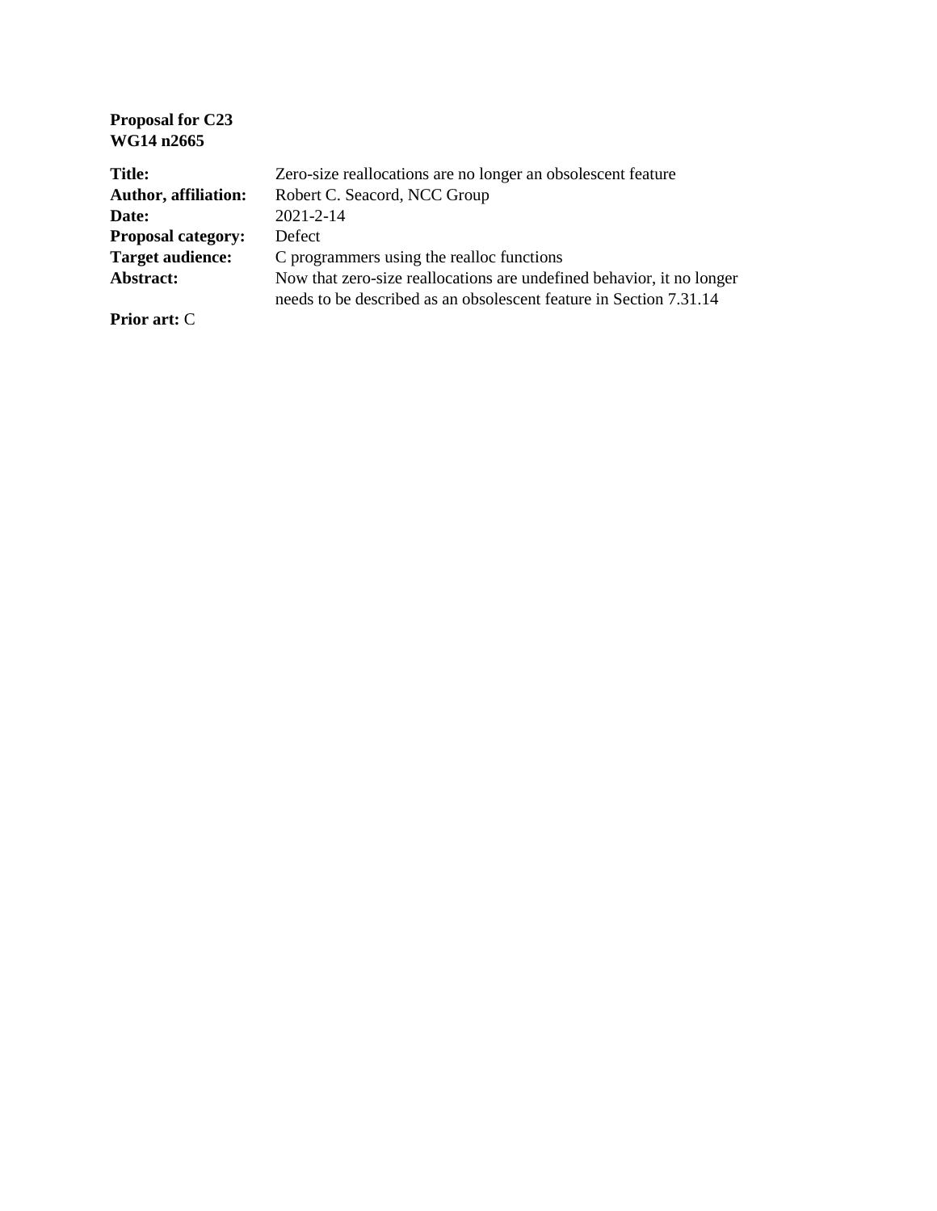**Proposal for C23**
**WG14 n2665**

| | |
|---|---|
| **Title:** | Zero-size reallocations are no longer an obsolescent feature |
| **Author, affiliation:** | Robert C. Seacord, NCC Group |
| **Date:** | 2021-2-14 |
| **Proposal category:** | Defect |
| **Target audience:** | C programmers using the realloc functions |
| **Abstract:** | Now that zero-size reallocations are undefined behavior, it no longer needs to be described as an obsolescent feature in Section 7.31.14 |

**Prior art:** C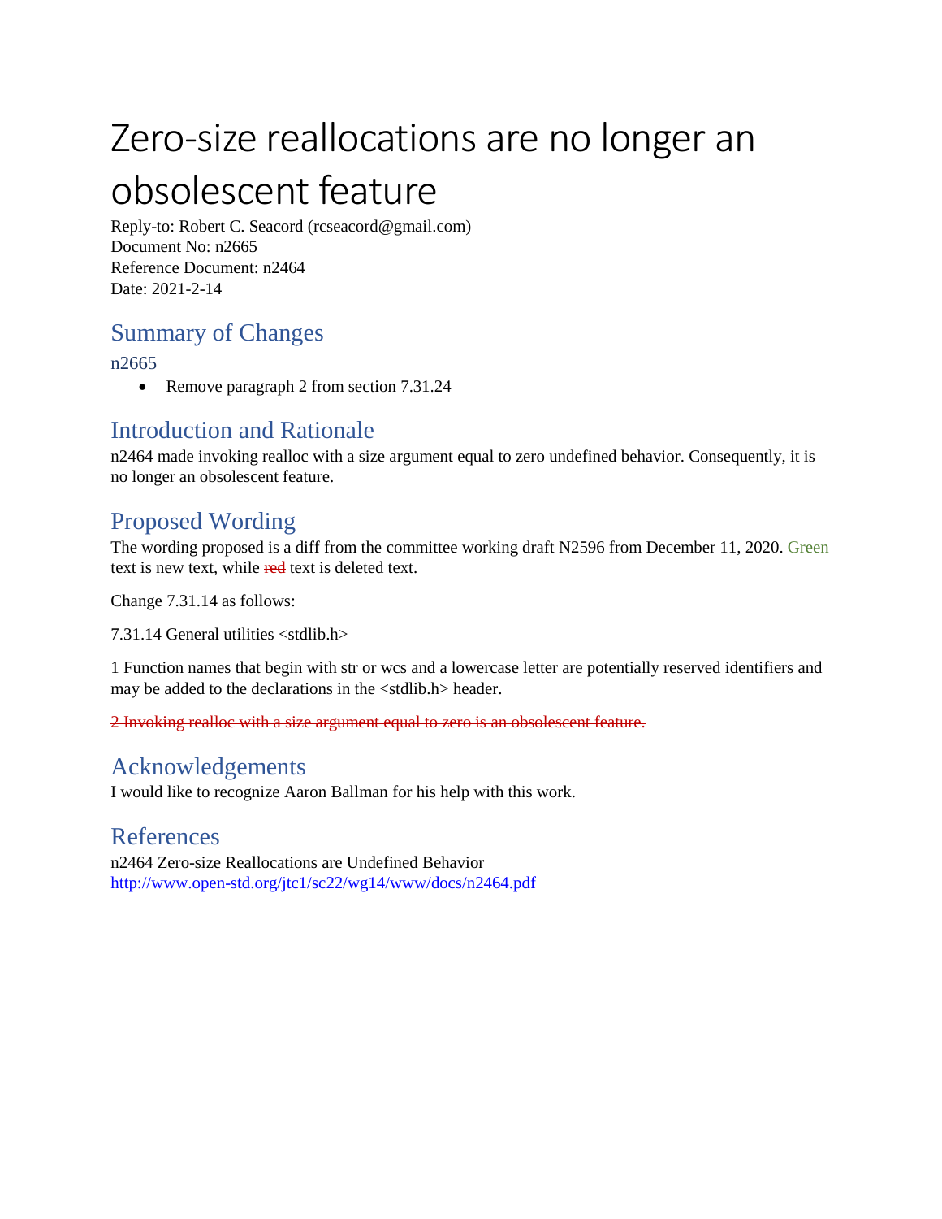# Zero-size reallocations are no longer an obsolescent feature

Reply-to: Robert C. Seacord (rcseacord@gmail.com)
Document No: n2665
Reference Document: n2464
Date: 2021-2-14

## Summary of Changes

### n2665

- Remove paragraph 2 from section 7.31.24

## Introduction and Rationale

n2464 made invoking realloc with a size argument equal to zero undefined behavior. Consequently, it is no longer an obsolescent feature.

## Proposed Wording

The wording proposed is a diff from the committee working draft N2596 from December 11, 2020. Green text is new text, while ~~red~~ text is deleted text.

Change 7.31.14 as follows:

7.31.14 General utilities <stdlib.h>

1 Function names that begin with str or wcs and a lowercase letter are potentially reserved identifiers and may be added to the declarations in the <stdlib.h> header.

~~2 Invoking realloc with a size argument equal to zero is an obsolescent feature.~~

## Acknowledgements

I would like to recognize Aaron Ballman for his help with this work.

## References

n2464 Zero-size Reallocations are Undefined Behavior
http://www.open-std.org/jtc1/sc22/wg14/www/docs/n2464.pdf